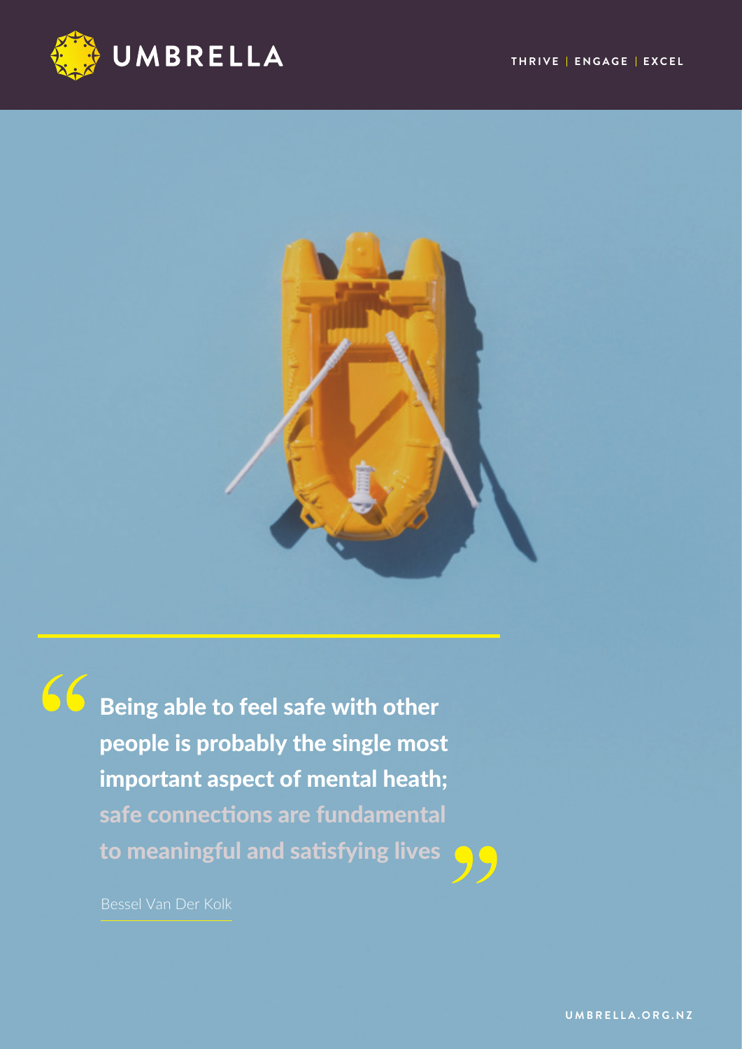UMBRELLA

THRIVE | ENGAGE | EXCEL

> **Being able to feel safe with other people is probably the single most important aspect of mental heath; safe connections are fundamental to meaningful and satisfying lives**

Bessel Van Der Kolk

UMBRELLA.ORG.NZ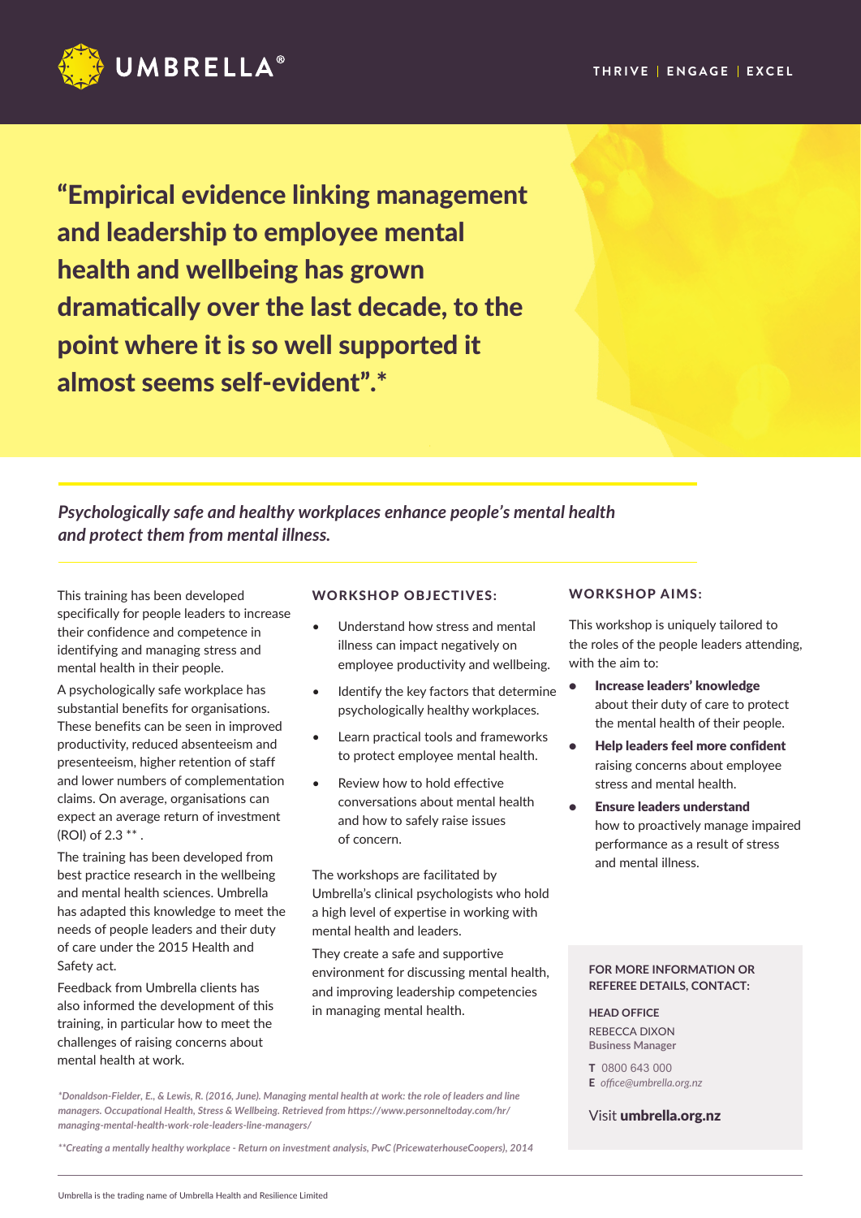UMBRELLA®

THRIVE | ENGAGE | EXCEL

# "Empirical evidence linking management and leadership to employee mental health and wellbeing has grown dramatically over the last decade, to the point where it is so well supported it almost seems self-evident".*

*Psychologically safe and healthy workplaces enhance people's mental health and protect them from mental illness.*

This training has been developed specifically for people leaders to increase their confidence and competence in identifying and managing stress and mental health in their people.

A psychologically safe workplace has substantial benefits for organisations. These benefits can be seen in improved productivity, reduced absenteeism and presenteeism, higher retention of staff and lower numbers of complementation claims. On average, organisations can expect an average return of investment (ROI) of 2.3 ** .

The training has been developed from best practice research in the wellbeing and mental health sciences. Umbrella has adapted this knowledge to meet the needs of people leaders and their duty of care under the 2015 Health and Safety act.

Feedback from Umbrella clients has also informed the development of this training, in particular how to meet the challenges of raising concerns about mental health at work.

## WORKSHOP OBJECTIVES:

- Understand how stress and mental illness can impact negatively on employee productivity and wellbeing.
- Identify the key factors that determine psychologically healthy workplaces.
- Learn practical tools and frameworks to protect employee mental health.
- Review how to hold effective conversations about mental health and how to safely raise issues of concern.

The workshops are facilitated by Umbrella's clinical psychologists who hold a high level of expertise in working with mental health and leaders.

They create a safe and supportive environment for discussing mental health, and improving leadership competencies in managing mental health.

## WORKSHOP AIMS:

This workshop is uniquely tailored to the roles of the people leaders attending, with the aim to:

- **Increase leaders' knowledge** about their duty of care to protect the mental health of their people.
- **Help leaders feel more confident** raising concerns about employee stress and mental health.
- **Ensure leaders understand** how to proactively manage impaired performance as a result of stress and mental illness.

**FOR MORE INFORMATION OR REFEREE DETAILS, CONTACT:**

**HEAD OFFICE**
REBECCA DIXON
**Business Manager**

**T** 0800 643 000
**E** *office@umbrella.org.nz*

Visit **umbrella.org.nz**

*\*Donaldson-Fielder, E., & Lewis, R. (2016, June). Managing mental health at work: the role of leaders and line managers. Occupational Health, Stress & Wellbeing. Retrieved from https://www.personneltoday.com/hr/managing-mental-health-work-role-leaders-line-managers/*

*\*\*Creating a mentally healthy workplace - Return on investment analysis, PwC (PricewaterhouseCoopers), 2014*

Umbrella is the trading name of Umbrella Health and Resilience Limited